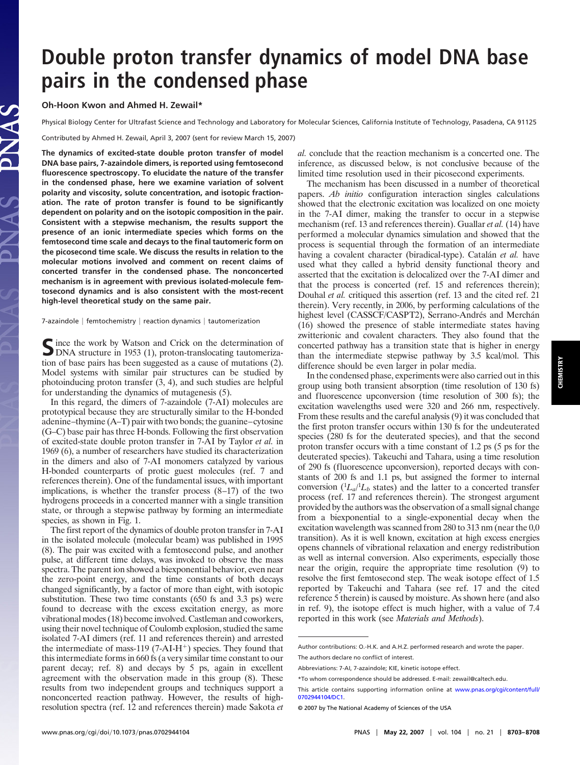# Double proton transfer dynamics of model DNA base pairs in the condensed phase

**Oh-Hoon Kwon and Ahmed H. Zewail***

Physical Biology Center for Ultrafast Science and Technology and Laboratory for Molecular Sciences, California Institute of Technology, Pasadena, CA 91125

Contributed by Ahmed H. Zewail, April 3, 2007 (sent for review March 15, 2007)

**The dynamics of excited-state double proton transfer of model DNA base pairs, 7-azaindole dimers, is reported using femtosecond fluorescence spectroscopy. To elucidate the nature of the transfer in the condensed phase, here we examine variation of solvent polarity and viscosity, solute concentration, and isotopic fractionation. The rate of proton transfer is found to be significantly dependent on polarity and on the isotopic composition in the pair. Consistent with a stepwise mechanism, the results support the presence of an ionic intermediate species which forms on the femtosecond time scale and decays to the final tautomeric form on the picosecond time scale. We discuss the results in relation to the molecular motions involved and comment on recent claims of concerted transfer in the condensed phase. The nonconcerted mechanism is in agreement with previous isolated-molecule femtosecond dynamics and is also consistent with the most-recent high-level theoretical study on the same pair.**

7-azaindole | femtochemistry | reaction dynamics | tautomerization

Since the work by Watson and Crick on the determination of DNA structure in 1953 (1), proton-translocating tautomerization of base pairs has been suggested as a cause of mutations (2). Model systems with similar pair structures can be studied by photoinducing proton transfer (3, 4), and such studies are helpful for understanding the dynamics of mutagenesis (5).

In this regard, the dimers of 7-azaindole (7-AI) molecules are prototypical because they are structurally similar to the H-bonded adenine–thymine (A–T) pair with two bonds; the guanine–cytosine (G–C) base pair has three H-bonds. Following the first observation of excited-state double proton transfer in 7-AI by Taylor *et al.* in 1969 (6), a number of researchers have studied its characterization in the dimers and also of 7-AI monomers catalyzed by various H-bonded counterparts of protic guest molecules (ref. 7 and references therein). One of the fundamental issues, with important implications, is whether the transfer process (8–17) of the two hydrogens proceeds in a concerted manner with a single transition state, or through a stepwise pathway by forming an intermediate species, as shown in Fig. 1.

The first report of the dynamics of double proton transfer in 7-AI in the isolated molecule (molecular beam) was published in 1995 (8). The pair was excited with a femtosecond pulse, and another pulse, at different time delays, was invoked to observe the mass spectra. The parent ion showed a biexponential behavior, even near the zero-point energy, and the time constants of both decays changed significantly, by a factor of more than eight, with isotopic substitution. These two time constants (650 fs and 3.3 ps) were found to decrease with the excess excitation energy, as more vibrational modes (18) become involved. Castleman and coworkers, using their novel technique of Coulomb explosion, studied the same isolated 7-AI dimers (ref. 11 and references therein) and arrested the intermediate of mass-119 (7-AI-H$^+$) species. They found that this intermediate forms in 660 fs (a very similar time constant to our parent decay; ref. 8) and decays by 5 ps, again in excellent agreement with the observation made in this group (8). These results from two independent groups and techniques support a nonconcerted reaction pathway. However, the results of high-resolution spectra (ref. 12 and references therein) made Sakota *et al.* conclude that the reaction mechanism is a concerted one. The inference, as discussed below, is not conclusive because of the limited time resolution used in their picosecond experiments.

The mechanism has been discussed in a number of theoretical papers. *Ab initio* configuration interaction singles calculations showed that the electronic excitation was localized on one moiety in the 7-AI dimer, making the transfer to occur in a stepwise mechanism (ref. 13 and references therein). Gualler *et al.* (14) have performed a molecular dynamics simulation and showed that the process is sequential through the formation of an intermediate having a covalent character (biradical-type). Catalán *et al.* have used what they called a hybrid density functional theory and asserted that the excitation is delocalized over the 7-AI dimer and that the process is concerted (ref. 15 and references therein); Douhal *et al.* critiqued this assertion (ref. 13 and the cited ref. 21 therein). Very recently, in 2006, by performing calculations of the highest level (CASSCF/CASPT2), Serrano-Andrés and Merchán (16) showed the presence of stable intermediate states having zwitterionic and covalent characters. They also found that the concerted pathway has a transition state that is higher in energy than the intermediate stepwise pathway by 3.5 kcal/mol. This difference should be even larger in polar media.

In the condensed phase, experiments were also carried out in this group using both transient absorption (time resolution of 130 fs) and fluorescence upconversion (time resolution of 300 fs); the excitation wavelengths used were 320 and 266 nm, respectively. From these results and the careful analysis (9) it was concluded that the first proton transfer occurs within 130 fs for the undeuterated species (280 fs for the deuterated species), and that the second proton transfer occurs with a time constant of 1.2 ps (5 ps for the deuterated species). Takeuchi and Tahara, using a time resolution of 290 fs (fluorescence upconversion), reported decays with constants of 200 fs and 1.1 ps, but assigned the former to internal conversion ($^1L_a$/$^1L_b$ states) and the latter to a concerted transfer process (ref. 17 and references therein). The strongest argument provided by the authors was the observation of a small signal change from a biexponential to a single-exponential decay when the excitation wavelength was scanned from 280 to 313 nm (near the 0,0 transition). As it is well known, excitation at high excess energies opens channels of vibrational relaxation and energy redistribution as well as internal conversion. Also experiments, especially those near the origin, require the appropriate time resolution (9) to resolve the first femtosecond step. The weak isotope effect of 1.5 reported by Takeuchi and Tahara (see ref. 17 and the cited reference 5 therein) is caused by moisture. As shown here (and also in ref. 9), the isotope effect is much higher, with a value of 7.4 reported in this work (see *Materials and Methods*).

---

Author contributions: O.-H.K. and A.H.Z. performed research and wrote the paper.

The authors declare no conflict of interest.

Abbreviations: 7-AI, 7-azaindole; KIE, kinetic isotope effect.

*To whom correspondence should be addressed. E-mail: zewail@caltech.edu.

This article contains supporting information online at www.pnas.org/cgi/content/full/0702944104/DC1.

© 2007 by The National Academy of Sciences of the USA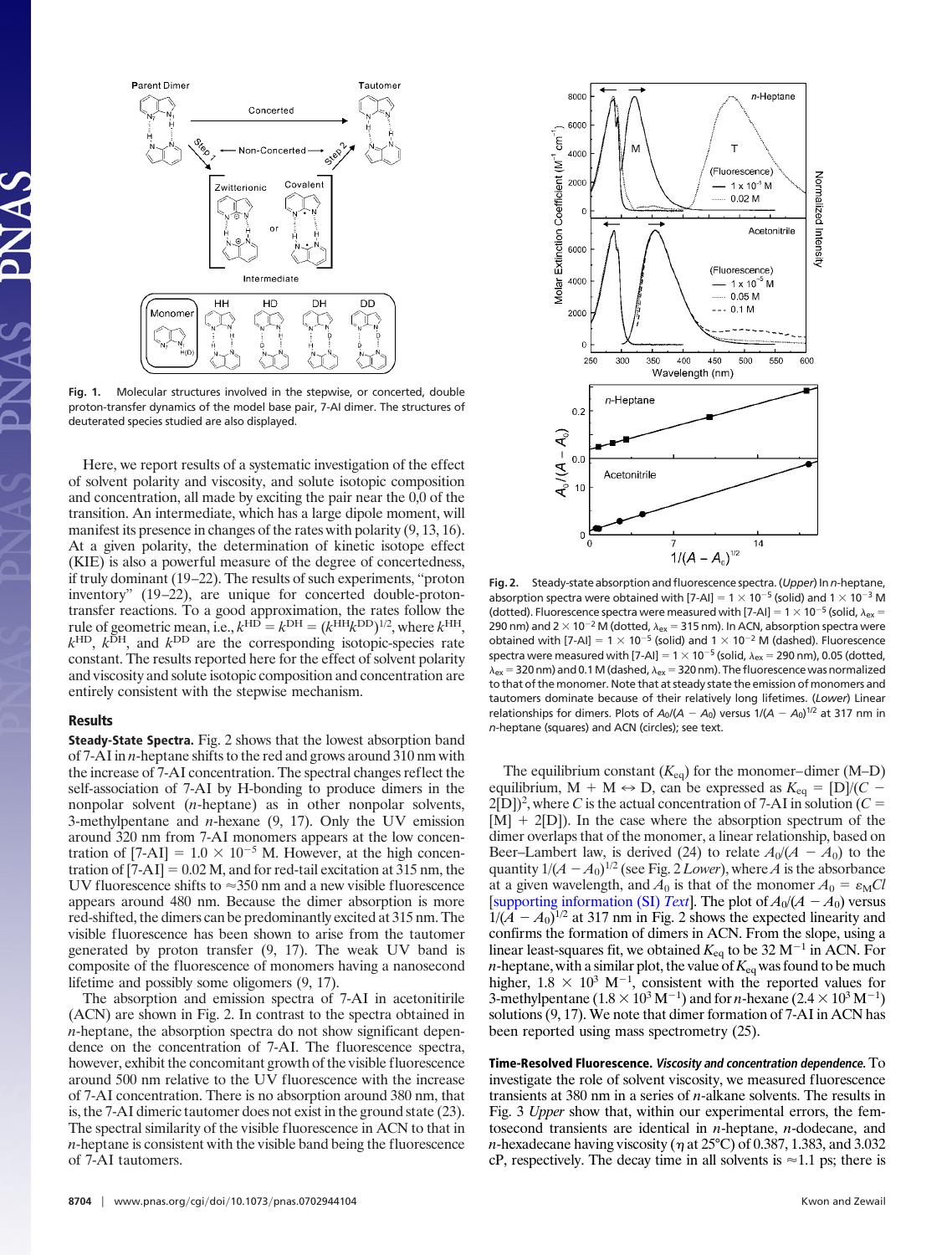Fig. 1. Molecular structures involved in the stepwise, or concerted, double proton-transfer dynamics of the model base pair, 7-AI dimer. The structures of deuterated species studied are also displayed.

Here, we report results of a systematic investigation of the effect of solvent polarity and viscosity, and solute isotopic composition and concentration, all made by exciting the pair near the 0,0 of the transition. An intermediate, which has a large dipole moment, will manifest its presence in changes of the rates with polarity (9, 13, 16). At a given polarity, the determination of kinetic isotope effect (KIE) is also a powerful measure of the degree of concertedness, if truly dominant (19–22). The results of such experiments, "proton inventory" (19–22), are unique for concerted double-proton-transfer reactions. To a good approximation, the rates follow the rule of geometric mean, i.e., $k^{HD} = k^{DH} = (k^{HH}k^{DD})^{1/2}$, where $k^{HH}$, $k^{HD}$, $k^{DH}$, and $k^{DD}$ are the corresponding isotopic-species rate constant. The results reported here for the effect of solvent polarity and viscosity and solute isotopic composition and concentration are entirely consistent with the stepwise mechanism.

## Results

**Steady-State Spectra.** Fig. 2 shows that the lowest absorption band of 7-AI in *n*-heptane shifts to the red and grows around 310 nm with the increase of 7-AI concentration. The spectral changes reflect the self-association of 7-AI by H-bonding to produce dimers in the nonpolar solvent (*n*-heptane) as in other nonpolar solvents, 3-methylpentane and *n*-hexane (9, 17). Only the UV emission around 320 nm from 7-AI monomers appears at the low concentration of [7-AI] = $1.0 \times 10^{-5}$ M. However, at the high concentration of [7-AI] = 0.02 M, and for red-tail excitation at 315 nm, the UV fluorescence shifts to ≈350 nm and a new visible fluorescence appears around 480 nm. Because the dimer absorption is more red-shifted, the dimers can be predominantly excited at 315 nm. The visible fluorescence has been shown to arise from the tautomer generated by proton transfer (9, 17). The weak UV band is composite of the fluorescence of monomers having a nanosecond lifetime and possibly some oligomers (9, 17).

The absorption and emission spectra of 7-AI in acetonitirile (ACN) are shown in Fig. 2. In contrast to the spectra obtained in *n*-heptane, the absorption spectra do not show significant dependence on the concentration of 7-AI. The fluorescence spectra, however, exhibit the concomitant growth of the visible fluorescence around 500 nm relative to the UV fluorescence with the increase of 7-AI concentration. There is no absorption around 380 nm, that is, the 7-AI dimeric tautomer does not exist in the ground state (23). The spectral similarity of the visible fluorescence in ACN to that in *n*-heptane is consistent with the visible band being the fluorescence of 7-AI tautomers.

Fig. 2. Steady-state absorption and fluorescence spectra. (*Upper*) In *n*-heptane, absorption spectra were obtained with [7-AI] = $1 \times 10^{-5}$ (solid) and $1 \times 10^{-3}$ M (dotted). Fluorescence spectra were measured with [7-AI] = $1 \times 10^{-5}$ (solid, $\lambda_{ex}$ = 290 nm) and $2 \times 10^{-2}$ M (dotted, $\lambda_{ex}$ = 315 nm). In ACN, absorption spectra were obtained with [7-AI] = $1 \times 10^{-5}$ (solid) and $1 \times 10^{-2}$ M (dashed). Fluorescence spectra were measured with [7-AI] = $1 \times 10^{-5}$ (solid, $\lambda_{ex}$ = 290 nm), 0.05 (dotted, $\lambda_{ex}$ = 320 nm) and 0.1 M (dashed, $\lambda_{ex}$ = 320 nm). The fluorescence was normalized to that of the monomer. Note that at steady state the emission of monomers and tautomers dominate because of their relatively long lifetimes. (*Lower*) Linear relationships for dimers. Plots of $A_0/(A - A_0)$ versus $1/(A - A_0)^{1/2}$ at 317 nm in *n*-heptane (squares) and ACN (circles); see text.

The equilibrium constant ($K_{eq}$) for the monomer–dimer (M–D) equilibrium, M + M ⇔ D, can be expressed as $K_{eq} = [D]/(C - 2[D])^2$, where $C$ is the actual concentration of 7-AI in solution ($C$ = [M] + 2[D]). In the case where the absorption spectrum of the dimer overlaps that of the monomer, a linear relationship, based on Beer–Lambert law, is derived (24) to relate $A_0/(A - A_0)$ to the quantity $1/(A - A_0)^{1/2}$ (see Fig. 2 *Lower*), where $A$ is the absorbance at a given wavelength, and $A_0$ is that of the monomer $A_0 = \varepsilon_M Cl$ [supporting information (SI) *Text*]. The plot of $A_0/(A - A_0)$ versus $1/(A - A_0)^{1/2}$ at 317 nm in Fig. 2 shows the expected linearity and confirms the formation of dimers in ACN. From the slope, using a linear least-squares fit, we obtained $K_{eq}$ to be 32 $M^{-1}$ in ACN. For *n*-heptane, with a similar plot, the value of $K_{eq}$ was found to be much higher, $1.8 \times 10^3$ $M^{-1}$, consistent with the reported values for 3-methylpentane ($1.8 \times 10^3$ $M^{-1}$) and for *n*-hexane ($2.4 \times 10^3$ $M^{-1}$) solutions (9, 17). We note that dimer formation of 7-AI in ACN has been reported using mass spectrometry (25).

**Time-Resolved Fluorescence.** ***Viscosity and concentration dependence.*** To investigate the role of solvent viscosity, we measured fluorescence transients at 380 nm in a series of *n*-alkane solvents. The results in Fig. 3 *Upper* show that, within our experimental errors, the femtosecond transients are identical in *n*-heptane, *n*-dodecane, and *n*-hexadecane having viscosity ($\eta$ at 25°C) of 0.387, 1.383, and 3.032 cP, respectively. The decay time in all solvents is ≈1.1 ps; there is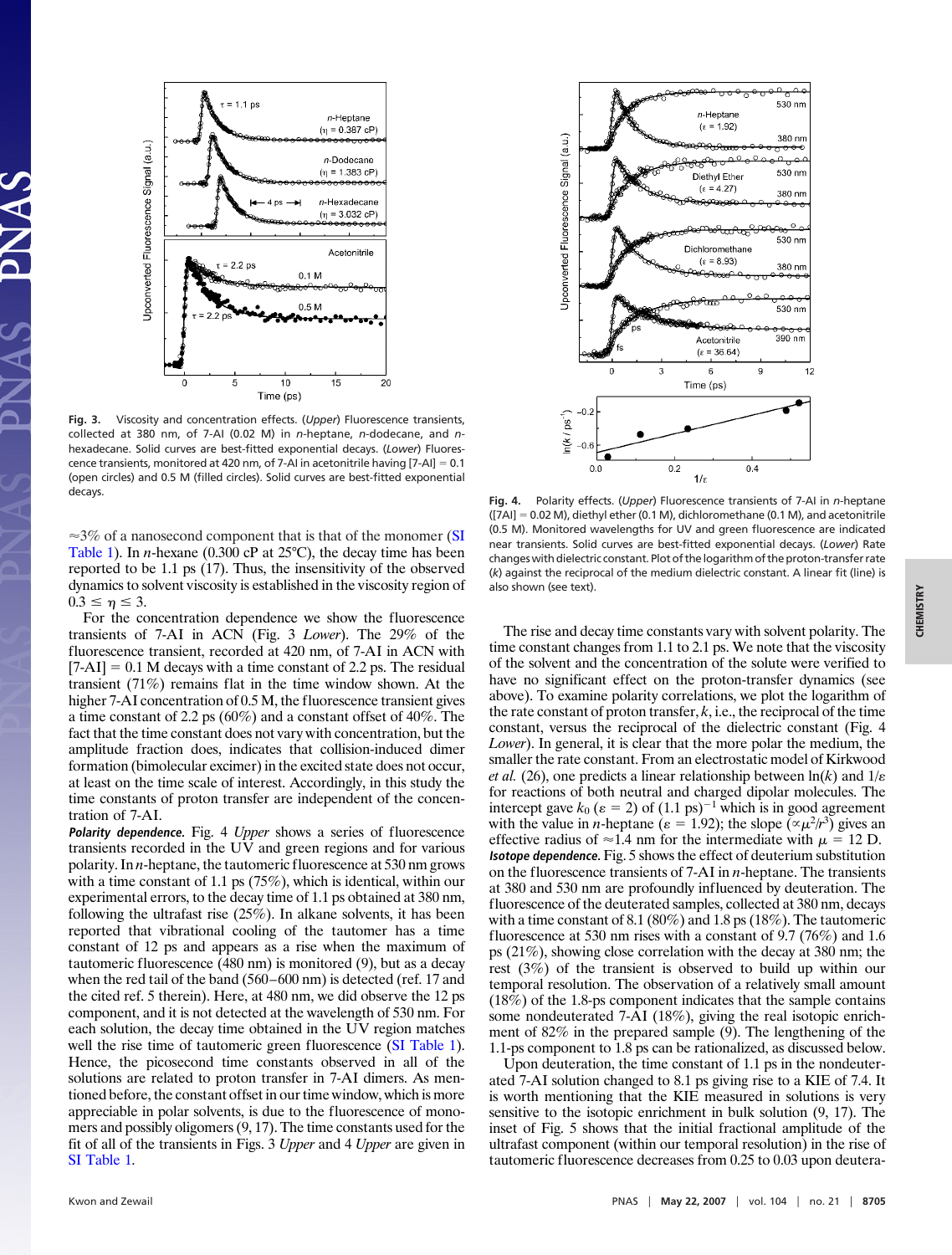Fig. 3. Viscosity and concentration effects. (*Upper*) Fluorescence transients, collected at 380 nm, of 7-AI (0.02 M) in *n*-heptane, *n*-dodecane, and *n*-hexadecane. Solid curves are best-fitted exponential decays. (*Lower*) Fluorescence transients, monitored at 420 nm, of 7-AI in acetonitrile having [7-AI] = 0.1 (open circles) and 0.5 M (filled circles). Solid curves are best-fitted exponential decays.

Fig. 4. Polarity effects. (*Upper*) Fluorescence transients of 7-AI in *n*-heptane ([7AI] = 0.02 M), diethyl ether (0.1 M), dichloromethane (0.1 M), and acetonitrile (0.5 M). Monitored wavelengths for UV and green fluorescence are indicated near transients. Solid curves are best-fitted exponential decays. (*Lower*) Rate changes with dielectric constant. Plot of the logarithm of the proton-transfer rate ($k$) against the reciprocal of the medium dielectric constant. A linear fit (line) is also shown (see text).

≈3% of a nanosecond component that is that of the monomer (SI Table 1). In *n*-hexane (0.300 cP at 25°C), the decay time has been reported to be 1.1 ps (17). Thus, the insensitivity of the observed dynamics to solvent viscosity is established in the viscosity region of $0.3 \leq \eta \leq 3$.

For the concentration dependence we show the fluorescence transients of 7-AI in ACN (Fig. 3 *Lower*). The 29% of the fluorescence transient, recorded at 420 nm, of 7-AI in ACN with [7-AI] = 0.1 M decays with a time constant of 2.2 ps. The residual transient (71%) remains flat in the time window shown. At the higher 7-AI concentration of 0.5 M, the fluorescence transient gives a time constant of 2.2 ps (60%) and a constant offset of 40%. The fact that the time constant does not vary with concentration, but the amplitude fraction does, indicates that collision-induced dimer formation (bimolecular excimer) in the excited state does not occur, at least on the time scale of interest. Accordingly, in this study the time constants of proton transfer are independent of the concentration of 7-AI.

***Polarity dependence.*** Fig. 4 *Upper* shows a series of fluorescence transients recorded in the UV and green regions and four various polarity. In *n*-heptane, the tautomeric fluorescence at 530 nm grows with a time constant of 1.1 ps (75%), which is identical, within our experimental errors, to the decay time of 1.1 ps obtained at 380 nm, following the ultrafast rise (25%). In alkane solvents, it has been reported that vibrational cooling of the tautomer has a time constant of 12 ps and appears as a rise when the maximum of tautomeric fluorescence (480 nm) is monitored (9), but as a decay when the red tail of the band (560–600 nm) is detected (ref. 17 and the cited ref. 5 therein). Here, at 480 nm, we did observe the 12 ps component, and it is not detected at the wavelength of 530 nm. For each solution, the decay time obtained in the UV region matches well the rise time of tautomeric green fluorescence (SI Table 1). Hence, the picosecond time constants observed in all of the solutions are related to proton transfer in 7-AI dimers. As mentioned before, the constant offset in our time window, which is more appreciable in polar solvents, is due to the fluorescence of monomers and possibly oligomers (9, 17). The time constants used for the fit of all of the transients in Figs. 3 *Upper* and 4 *Upper* are given in SI Table 1.

The rise and decay time constants vary with solvent polarity. The time constant changes from 1.1 to 2.1 ps. We note that the viscosity of the solvent and the concentration of the solute were verified to have no significant effect on the proton-transfer dynamics (see above). To examine polarity correlations, we plot the logarithm of the rate constant of proton transfer, $k$, i.e., the reciprocal of the time constant, versus the reciprocal of the dielectric constant (Fig. 4 *Lower*). In general, it is clear that the more polar the medium, the smaller the rate constant. From an electrostatic model of Kirkwood *et al.* (26), one predicts a linear relationship between $\ln(k)$ and $1/\varepsilon$ for reactions of both neutral and charged dipolar molecules. The intercept gave $k_0$ ($\varepsilon = 2$) of $(1.1\ \text{ps})^{-1}$ which is in good agreement with the value in *n*-heptane ($\varepsilon = 1.92$); the slope ($\propto \mu^2/r^3$) gives an effective radius of ≈1.4 nm for the intermediate with $\mu = 12$ D.

***Isotope dependence.*** Fig. 5 shows the effect of deuterium substitution on the fluorescence transients of 7-AI in *n*-heptane. The transients at 380 and 530 nm are profoundly influenced by deuteration. The fluorescence of the deuterated samples, collected at 380 nm, decays with a time constant of 8.1 (80%) and 1.8 ps (18%). The tautomeric fluorescence at 530 nm rises with a constant of 9.7 (76%) and 1.6 ps (21%), showing close correlation with the decay at 380 nm; the rest (3%) of the transient is observed to build up within our temporal resolution. The observation of a relatively small amount (18%) of the 1.8-ps component indicates that the sample contains some nondeuterated 7-AI (18%), giving the real isotopic enrichment of 82% in the prepared sample (9). The lengthening of the 1.1-ps component to 1.8 ps can be rationalized, as discussed below.

Upon deuteration, the time constant of 1.1 ps in the nondeuterated 7-AI solution changed to 8.1 ps giving rise to a KIE of 7.4. It is worth mentioning that the KIE measured in solutions is very sensitive to the isotopic enrichment in bulk solution (9, 17). The inset of Fig. 5 shows that the initial fractional amplitude of the ultrafast component (within our temporal resolution) in the rise of tautomeric fluorescence decreases from 0.25 to 0.03 upon deutera-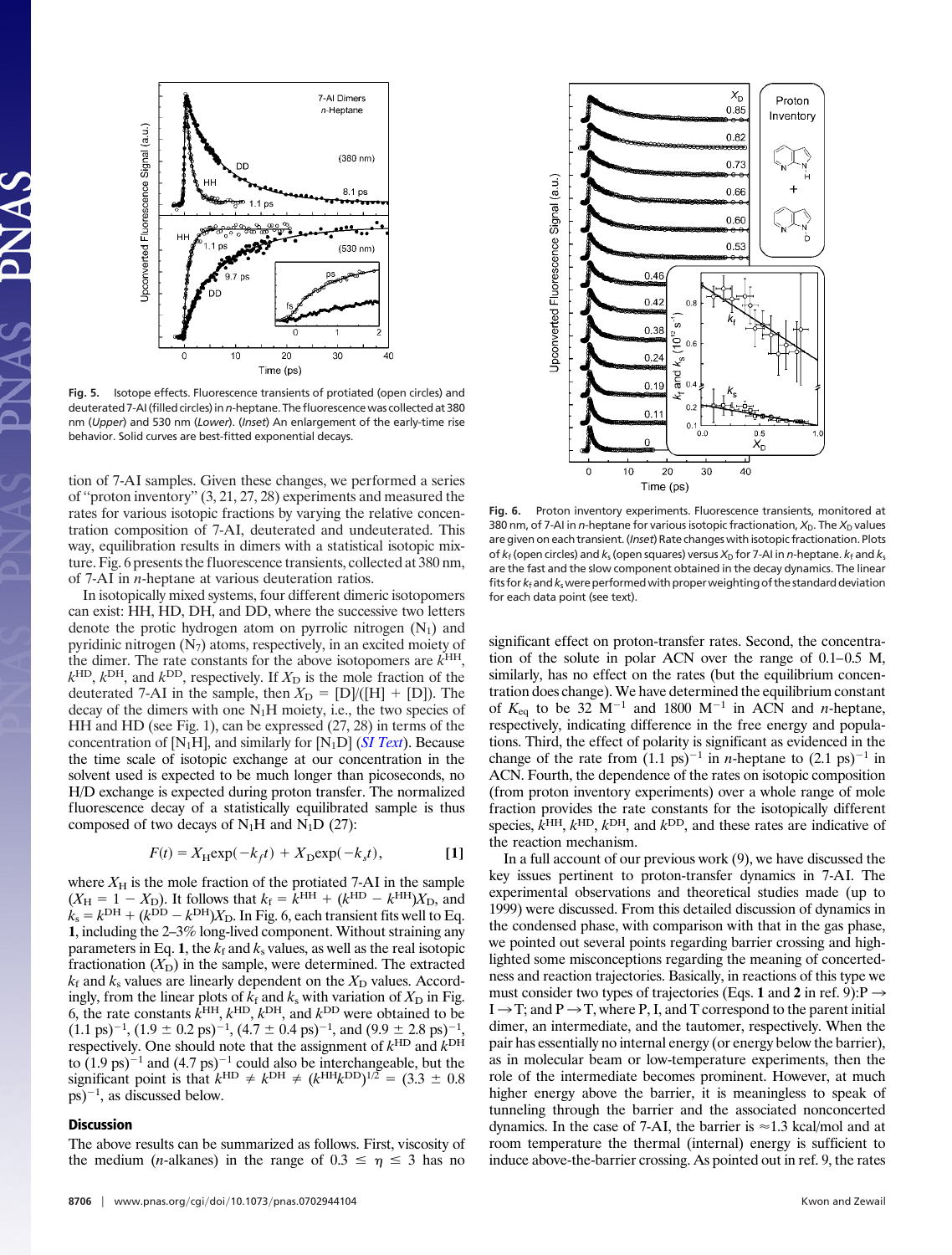Fig. 5. Isotope effects. Fluorescence transients of protiated (open circles) and deuterated 7-AI (filled circles) in *n*-heptane. The fluorescence was collected at 380 nm (*Upper*) and 530 nm (*Lower*). (*Inset*) An enlargement of the early-time rise behavior. Solid curves are best-fitted exponential decays.

tion of 7-AI samples. Given these changes, we performed a series of "proton inventory" (3, 21, 27, 28) experiments and measured the rates for various isotopic fractions by varying the relative concentration composition of 7-AI, deuterated and undeuterated. This way, equilibration results in dimers with a statistical isotopic mixture. Fig. 6 presents the fluorescence transients, collected at 380 nm, of 7-AI in *n*-heptane at various deuteration ratios.

In isotopically mixed systems, four different dimeric isotopomers can exist: HH, HD, DH, and DD, where the successive two letters denote the protic hydrogen atom on pyrrolic nitrogen ($N_1$) and pyridinic nitrogen ($N_7$) atoms, respectively, in an excited moiety of the dimer. The rate constants for the above isotopomers are $k^{HH}$, $k^{HD}$, $k^{DH}$, and $k^{DD}$, respectively. If $X_D$ is the mole fraction of the deuterated 7-AI in the sample, then $X_D$ = [D]/([H] + [D]). The decay of the dimers with one $N_1$H moiety, i.e., the two species of HH and HD (see Fig. 1), can be expressed (27, 28) in terms of the concentration of [$N_1$H], and similarly for [$N_1$D] (*SI Text*). Because the time scale of isotopic exchange at our concentration in the solvent used is expected to be much longer than picoseconds, no H/D exchange is expected during proton transfer. The normalized fluorescence decay of a statistically equilibrated sample is thus composed of two decays of $N_1$H and $N_1$D (27):

$$F(t) = X_H \exp(-k_f t) + X_D \exp(-k_s t), \qquad [1]$$

where $X_H$ is the mole fraction of the protiated 7-AI in the sample ($X_H = 1 - X_D$). It follows that $k_f = k^{HH} + (k^{HD} - k^{HH})X_D$, and $k_s = k^{DH} + (k^{DD} - k^{DH})X_D$. In Fig. 6, each transient fits well to Eq. **1**, including the 2–3% long-lived component. Without straining any parameters in Eq. **1**, the $k_f$ and $k_s$ values, as well as the real isotopic fractionation ($X_D$) in the sample, were determined. The extracted $k_f$ and $k_s$ values are linearly dependent on the $X_D$ values. Accordingly, from the linear plots of $k_f$ and $k_s$ with variation of $X_D$ in Fig. 6, the rate constants $k^{HH}$, $k^{HD}$, $k^{DH}$, and $k^{DD}$ were obtained to be (1.1 ps)$^{-1}$, (1.9 ± 0.2 ps)$^{-1}$, (4.7 ± 0.4 ps)$^{-1}$, and (9.9 ± 2.8 ps)$^{-1}$, respectively. One should note that the assignment of $k^{HD}$ and $k^{DH}$ to (1.9 ps)$^{-1}$ and (4.7 ps)$^{-1}$ could also be interchangeable, but the significant point is that $k^{HD} \neq k^{DH} \neq (k^{HH}k^{DD})^{1/2}$ = (3.3 ± 0.8 ps)$^{-1}$, as discussed below.

## Discussion

The above results can be summarized as follows. First, viscosity of the medium (*n*-alkanes) in the range of $0.3 \leq \eta \leq 3$ has no significant effect on proton-transfer rates. Second, the concentration of the solute in polar ACN over the range of 0.1–0.5 M, similarly, has no effect on the rates (but the equilibrium concentration does change). We have determined the equilibrium constant of $K_{eq}$ to be 32 M$^{-1}$ and 1800 M$^{-1}$ in ACN and *n*-heptane, respectively, indicating difference in the free energy and populations. Third, the effect of polarity is significant as evidenced in the change of the rate from (1.1 ps)$^{-1}$ in *n*-heptane to (2.1 ps)$^{-1}$ in ACN. Fourth, the dependence of the rates on isotopic composition (from proton inventory experiments) over a whole range of mole fraction provides the rate constants for the isotopically different species, $k^{HH}$, $k^{HD}$, $k^{DH}$, and $k^{DD}$, and these rates are indicative of the reaction mechanism.

Fig. 6. Proton inventory experiments. Fluorescence transients, monitored at 380 nm, of 7-AI in *n*-heptane for various isotopic fractionation, $X_D$. The $X_D$ values are given on each transient. (*Inset*) Rate changes with isotopic fractionation. Plots of $k_f$ (open circles) and $k_s$ (open squares) versus $X_D$ for 7-AI in *n*-heptane. $k_f$ and $k_s$ are the fast and the slow component obtained in the decay dynamics. The linear fits for $k_f$ and $k_s$ were performed with proper weighting of the standard deviation for each data point (see text).

In a full account of our previous work (9), we have discussed the key issues pertinent to proton-transfer dynamics in 7-AI. The experimental observations and theoretical studies made (up to 1999) were discussed. From this detailed discussion of dynamics in the condensed phase, with comparison with that in the gas phase, we pointed out several points regarding barrier crossing and highlighted some misconceptions regarding the meaning of concertedness and reaction trajectories. Basically, in reactions of this type we must consider two types of trajectories (Eqs. **1** and **2** in ref. 9):P → I → T; and P → T, where P, I, and T correspond to the parent initial dimer, an intermediate, and the tautomer, respectively. When the pair has essentially no internal energy (or energy below the barrier), as in molecular beam or low-temperature experiments, then the role of the intermediate becomes prominent. However, at much higher energy above the barrier, it is meaningless to speak of tunneling through the barrier and the associated nonconcerted dynamics. In the case of 7-AI, the barrier is ≈1.3 kcal/mol and at room temperature the thermal (internal) energy is sufficient to induce above-the-barrier crossing. As pointed out in ref. 9, the rates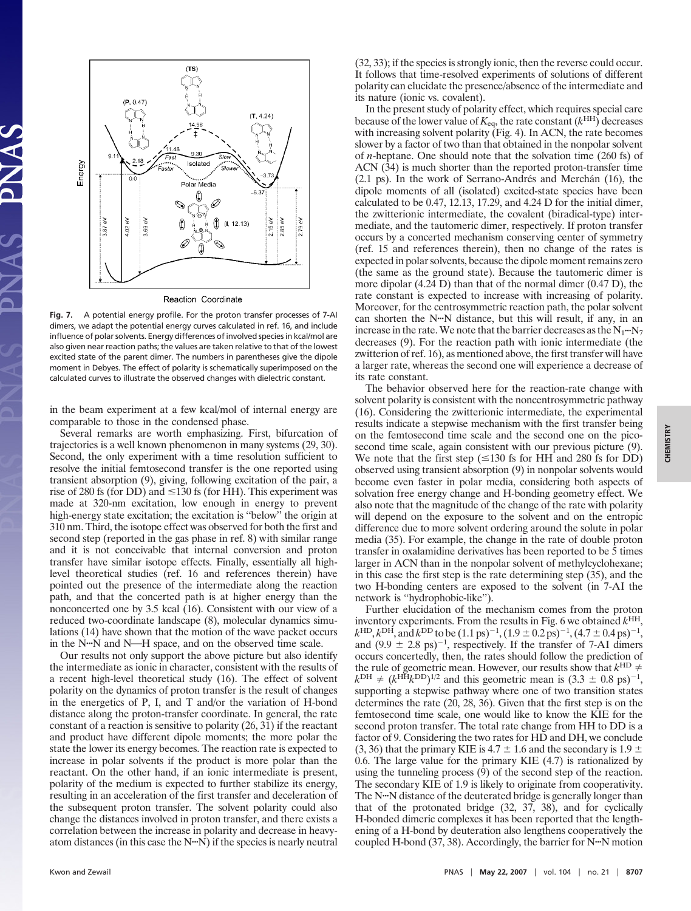**Fig. 7.** A potential energy profile. For the proton transfer processes of 7-AI dimers, we adapt the potential energy curves calculated in ref. 16, and include influence of polar solvents. Energy differences of involved species in kcal/mol are also given near reaction paths; the values are taken relative to that of the lowest excited state of the parent dimer. The numbers in parentheses give the dipole moment in Debyes. The effect of polarity is schematically superimposed on the calculated curves to illustrate the observed changes with dielectric constant.

in the beam experiment at a few kcal/mol of internal energy are comparable to those in the condensed phase.

Several remarks are worth emphasizing. First, bifurcation of trajectories is a well known phenomenon in many systems (29, 30). Second, the only experiment with a time resolution sufficient to resolve the initial femtosecond transfer is the one reported using transient absorption (9), giving, following excitation of the pair, a rise of 280 fs (for DD) and ≤130 fs (for HH). This experiment was made at 320-nm excitation, low enough in energy to prevent high-energy state excitation; the excitation is "below" the origin at 310 nm. Third, the isotope effect was observed for both the first and second step (reported in the gas phase in ref. 8) with similar range and it is not conceivable that internal conversion and proton transfer have similar isotope effects. Finally, essentially all high-level theoretical studies (ref. 16 and references therein) have pointed out the presence of the intermediate along the reaction path, and that the concerted path is at higher energy than the nonconcerted one by 3.5 kcal (16). Consistent with our view of a reduced two-coordinate landscape (8), molecular dynamics simulations (14) have shown that the motion of the wave packet occurs in the N···N and N—H space, and on the observed time scale.

Our results not only support the above picture but also identify the intermediate as ionic in character, consistent with the results of a recent high-level theoretical study (16). The effect of solvent polarity on the dynamics of proton transfer is the result of changes in the energetics of P, I, and T and/or the variation of H-bond distance along the proton-transfer coordinate. In general, the rate constant of a reaction is sensitive to polarity (26, 31) if the reactant and product have different dipole moments; the more polar the state the lower its energy becomes. The reaction rate is expected to increase in polar solvents if the product is more polar than the reactant. On the other hand, if an ionic intermediate is present, polarity of the medium is expected to further stabilize its energy, resulting in an acceleration of the first transfer and deceleration of the subsequent proton transfer. The solvent polarity could also change the distances involved in proton transfer, and there exists a correlation between the increase in polarity and decrease in heavy-atom distances (in this case the N···N) if the species is nearly neutral (32, 33); if the species is strongly ionic, then the reverse could occur. It follows that time-resolved experiments of solutions of different polarity can elucidate the presence/absence of the intermediate and its nature (ionic vs. covalent).

In the present study of polarity effect, which requires special care because of the lower value of $K_{eq}$, the rate constant ($k^{HH}$) decreases with increasing solvent polarity (Fig. 4). In ACN, the rate becomes slower by a factor of two than that obtained in the nonpolar solvent of *n*-heptane. One should note that the solvation time (260 fs) of ACN (34) is much shorter than the reported proton-transfer time (2.1 ps). In the work of Serrano-Andrés and Merchán (16), the dipole moments of all (isolated) excited-state species have been calculated to be 0.47, 12.13, 17.29, and 4.24 D for the initial dimer, the zwitterionic intermediate, the covalent (biradical-type) intermediate, and the tautomeric dimer, respectively. If proton transfer occurs by a concerted mechanism conserving center of symmetry (ref. 15 and references therein), then no change of the rates is expected in polar solvents, because the dipole moment remains zero (the same as the ground state). Because the tautomeric dimer is more dipolar (4.24 D) than that of the normal dimer (0.47 D), the rate constant is expected to increase with increasing of polarity. Moreover, for the centrosymmetric reaction path, the polar solvent can shorten the N···N distance, but this will result, if any, in an increase in the rate. We note that the barrier decreases as the $N_1$···$N_7$ decreases (9). For the reaction path with ionic intermediate (the zwitterion of ref. 16), as mentioned above, the first transfer will have a larger rate, whereas the second one will experience a decrease of its rate constant.

The behavior observed here for the reaction-rate change with solvent polarity is consistent with the noncentrosymmetric pathway (16). Considering the zwitterionic intermediate, the experimental results indicate a stepwise mechanism with the first transfer being on the femtosecond time scale and the second one on the picosecond time scale, again consistent with our previous picture (9). We note that the first step (≤130 fs for HH and 280 fs for DD) observed using transient absorption (9) in nonpolar solvents would become even faster in polar media, considering both aspects of solvation free energy change and H-bonding geometry effect. We also note that the magnitude of the change of the rate with polarity will depend on the exposure to the solvent and on the entropic difference due to more solvent ordering around the solute in polar media (35). For example, the change in the rate of double proton transfer in oxalamidine derivatives has been reported to be 5 times larger in ACN than in the nonpolar solvent of methylcyclohexane; in this case the first step is the rate determining step (35), and the two H-bonding centers are exposed to the solvent (in 7-AI the network is "hydrophobic-like").

Further elucidation of the mechanism comes from the proton inventory experiments. From the results in Fig. 6 we obtained $k^{HH}$, $k^{HD}$, $k^{DH}$, and $k^{DD}$ to be $(1.1\ \text{ps})^{-1}$, $(1.9 \pm 0.2\ \text{ps})^{-1}$, $(4.7 \pm 0.4\ \text{ps})^{-1}$, and $(9.9 \pm 2.8\ \text{ps})^{-1}$, respectively. If the transfer of 7-AI dimers occurs concertedly, then, the rates should follow the prediction of the rule of geometric mean. However, our results show that $k^{HD} \neq k^{DH} \neq (k^{HH}k^{DD})^{1/2}$ and this geometric mean is $(3.3 \pm 0.8\ \text{ps})^{-1}$, supporting a stepwise pathway where one of two transition states determines the rate (20, 28, 36). Given that the first step is on the femtosecond time scale, one would like to know the KIE for the second proton transfer. The total rate change from HH to DD is a factor of 9. Considering the two rates for HD and DH, we conclude (3, 36) that the primary KIE is 4.7 ± 1.6 and the secondary is 1.9 ± 0.6. The large value for the primary KIE (4.7) is rationalized by using the tunneling process (9) of the second step of the reaction. The secondary KIE of 1.9 is likely to originate from cooperativity. The N···N distance of the deuterated bridge is generally longer than that of the protonated bridge (32, 37, 38), and for cyclically H-bonded dimeric complexes it has been reported that the lengthening of a H-bond by deuteration also lengthens cooperatively the coupled H-bond (37, 38). Accordingly, the barrier for N···N motion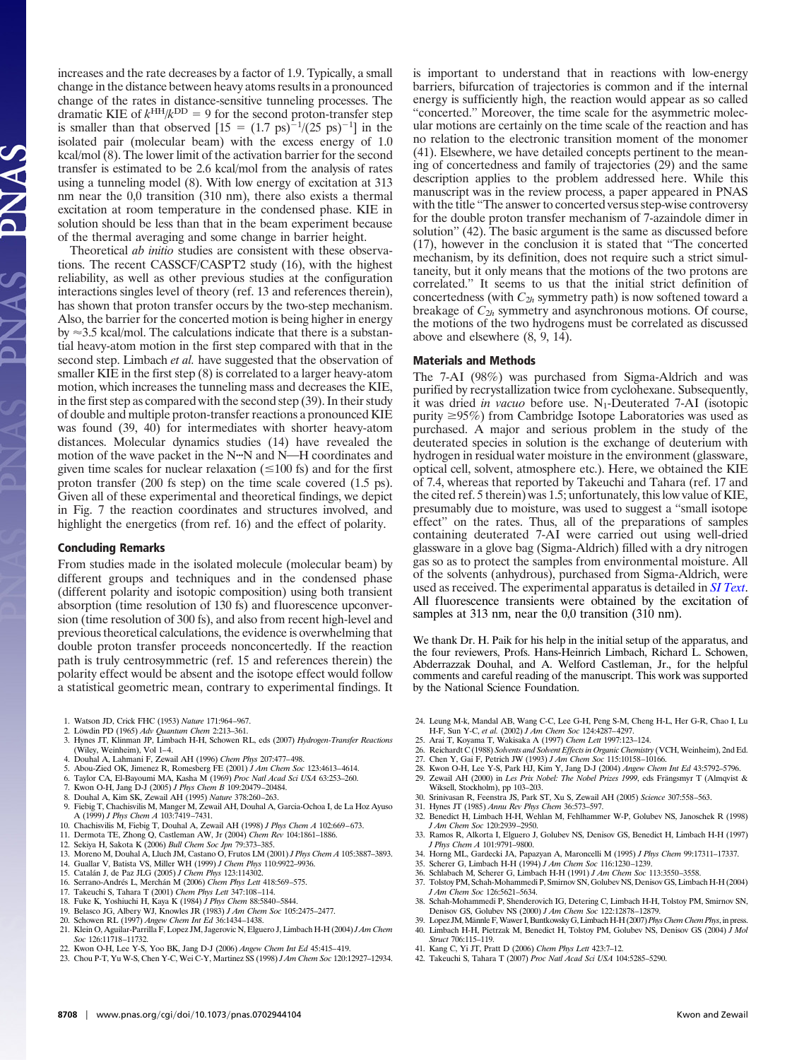increases and the rate decreases by a factor of 1.9. Typically, a small change in the distance between heavy atoms results in a pronounced change of the rates in distance-sensitive tunneling processes. The dramatic KIE of $k^{HH}/k^{DD} = 9$ for the second proton-transfer step is smaller than that observed $[15 = (1.7 \text{ ps})^{-1}/(25 \text{ ps})^{-1}]$ in the isolated pair (molecular beam) with the excess energy of 1.0 kcal/mol (8). The lower limit of the activation barrier for the second transfer is estimated to be 2.6 kcal/mol from the analysis of rates using a tunneling model (8). With low energy of excitation at 313 nm near the 0,0 transition (310 nm), there also exists a thermal excitation at room temperature in the condensed phase. KIE in solution should be less than that in the beam experiment because of the thermal averaging and some change in barrier height.

Theoretical *ab initio* studies are consistent with these observations. The recent CASSCF/CASPT2 study (16), with the highest reliability, as well as other previous studies at the configuration interactions singles level of theory (ref. 13 and references therein), has shown that proton transfer occurs by the two-step mechanism. Also, the barrier for the concerted motion is being higher in energy by ≈3.5 kcal/mol. The calculations indicate that there is a substantial heavy-atom motion in the first step compared with that in the second step. Limbach *et al.* have suggested that the observation of smaller KIE in the first step (8) is correlated to a larger heavy-atom motion, which increases the tunneling mass and decreases the KIE, in the first step as compared with the second step (39). In their study of double and multiple proton-transfer reactions a pronounced KIE was found (39, 40) for intermediates with shorter heavy-atom distances. Molecular dynamics studies (14) have revealed the motion of the wave packet in the N···N and N—H coordinates and given time scales for nuclear relaxation (≤100 fs) and for the first proton transfer (200 fs step) on the time scale covered (1.5 ps). Given all of these experimental and theoretical findings, we depict in Fig. 7 the reaction coordinates and structures involved, and highlight the energetics (from ref. 16) and the effect of polarity.

## Concluding Remarks

From studies made in the isolated molecule (molecular beam) by different groups and techniques and in the condensed phase (different polarity and isotopic composition) using both transient absorption (time resolution of 130 fs) and fluorescence upconversion (time resolution of 300 fs), and also from recent high-level and previous theoretical calculations, the evidence is overwhelming that double proton transfer proceeds nonconcertedly. If the reaction path is truly centrosymmetric (ref. 15 and references therein) the polarity effect would be absent and the isotope effect would follow a statistical geometric mean, contrary to experimental findings. It is important to understand that in reactions with low-energy barriers, bifurcation of trajectories is common and if the internal energy is sufficiently high, the reaction would appear as so called "concerted." Moreover, the time scale for the asymmetric molecular motions are certainly on the time scale of the reaction and has no relation to the electronic transition moment of the monomer (41). Elsewhere, we have detailed concepts pertinent to the meaning of concertedness and family of trajectories (29) and the same description applies to the problem addressed here. While this manuscript was in the review process, a paper appeared in PNAS with the title "The answer to concerted versus step-wise controversy for the double proton transfer mechanism of 7-azaindole dimer in solution" (42). The basic argument is the same as discussed before (17), however in the conclusion it is stated that "The concerted mechanism, by its definition, does not require such a strict simultaneity, but it only means that the motions of the two protons are correlated." It seems to us that the initial strict definition of concertedness (with $C_{2h}$ symmetry path) is now softened toward a breakage of $C_{2h}$ symmetry and asynchronous motions. Of course, the motions of the two hydrogens must be correlated as discussed above and elsewhere (8, 9, 14).

## Materials and Methods

The 7-AI (98%) was purchased from Sigma-Aldrich and was purified by recrystallization twice from cyclohexane. Subsequently, it was dried *in vacuo* before use. $N_1$-Deuterated 7-AI (isotopic purity ≥95%) from Cambridge Isotope Laboratories was used as purchased. A major and serious problem in the study of the deuterated species in solution is the exchange of deuterium with hydrogen in residual water moisture in the environment (glassware, optical cell, solvent, atmosphere etc.). Here, we obtained the KIE of 7.4, whereas that reported by Takeuchi and Tahara (ref. 17 and the cited ref. 5 therein) was 1.5; unfortunately, this low value of KIE, presumably due to moisture, was used to suggest a "small isotope effect" on the rates. Thus, all of the preparations of samples containing deuterated 7-AI were carried out using well-dried glassware in a glove bag (Sigma-Aldrich) filled with a dry nitrogen gas so as to protect the samples from environmental moisture. All of the solvents (anhydrous), purchased from Sigma-Aldrich, were used as received. The experimental apparatus is detailed in *SI Text*. All fluorescence transients were obtained by the excitation of samples at 313 nm, near the 0,0 transition (310 nm).

We thank Dr. H. Paik for his help in the initial setup of the apparatus, and the four reviewers, Profs. Hans-Heinrich Limbach, Richard L. Schowen, Abderrazzak Douhal, and A. Welford Castleman, Jr., for the helpful comments and careful reading of the manuscript. This work was supported by the National Science Foundation.

1. Watson JD, Crick FHC (1953) *Nature* 171:964–967.
2. Löwdin PD (1965) *Adv Quantum Chem* 2:213–361.
3. Hynes JT, Klinman JP, Limbach H-H, Schowen RL, eds (2007) *Hydrogen-Transfer Reactions* (Wiley, Weinheim), Vol 1–4.
4. Douhal A, Lahmani F, Zewail AH (1996) *Chem Phys* 207:477–498.
5. Abou-Zied OK, Jimenez R, Romesberg FE (2001) *J Am Chem Soc* 123:4613–4614.
6. Taylor CA, El-Bayoumi MA, Kasha M (1969) *Proc Natl Acad Sci USA* 63:253–260.
7. Kwon O-H, Jang D-J (2005) *J Phys Chem B* 109:20479–20484.
8. Douhal A, Kim SK, Zewail AH (1995) *Nature* 378:260–263.
9. Fiebig T, Chachisvilis M, Manger M, Zewail AH, Douhal A, Garcia-Ochoa I, de La Hoz Ayuso A (1999) *J Phys Chem A* 103:7419–7431.
10. Chachisvilis M, Fiebig T, Douhal A, Zewail AH (1998) *J Phys Chem A* 102:669–673.
11. Dermota TE, Zhong Q, Castleman AW, Jr (2004) *Chem Rev* 104:1861–1886.
12. Sekiya H, Sakota K (2006) *Bull Chem Soc Jpn* 79:373–385.
13. Moreno M, Douhal A, Lluch JM, Castano O, Frutos LM (2001) *J Phys Chem A* 105:3887–3893.
14. Guallar V, Batista VS, Miller WH (1999) *J Chem Phys* 110:9922–9936.
15. Catalán J, de Paz JLG (2005) *J Chem Phys* 123:114302.
16. Serrano-Andrés L, Merchán M (2006) *Chem Phys Lett* 418:569–575.
17. Takeuchi S, Tahara T (2001) *Chem Phys Lett* 347:108–114.
18. Fuke K, Yoshiuchi H, Kaya K (1984) *J Phys Chem* 88:5840–5844.
19. Belasco JG, Albery WJ, Knowles JR (1983) *J Am Chem Soc* 105:2475–2477.
20. Schowen RL (1997) *Angew Chem Int Ed* 36:1434–1438.
21. Klein O, Aguilar-Parrilla F, Lopez JM, Jagerovic N, Elguero J, Limbach H-H (2004) *J Am Chem Soc* 126:11718–11732.
22. Kwon O-H, Lee Y-S, Yoo BK, Jang D-J (2006) *Angew Chem Int Ed* 45:415–419.
23. Chou P-T, Yu W-S, Chen Y-C, Wei C-Y, Martinez SS (1998) *J Am Chem Soc* 120:12927–12934.
24. Leung M-k, Mandal AB, Wang C-C, Lee G-H, Peng S-M, Cheng H-L, Her G-R, Chao I, Lu H-F, Sun Y-C, *et al.* (2002) *J Am Chem Soc* 124:4287–4297.
25. Arai T, Koyama T, Wakisaka A (1997) *Chem Lett* 1997:123–124.
26. Reichardt C (1988) *Solvents and Solvent Effects in Organic Chemistry* (VCH, Weinheim), 2nd Ed.
27. Chen Y, Gai F, Petrich JW (1993) *J Am Chem Soc* 115:10158–10166.
28. Kwon O-H, Lee Y-S, Park HJ, Kim Y, Jang D-J (2004) *Angew Chem Int Ed* 43:5792–5796.
29. Zewail AH (2000) in *Les Prix Nobel: The Nobel Prizes 1999*, eds Frängsmyr T (Almqvist & Wiksell, Stockholm), pp 103–203.
30. Srinivasan R, Feenstra JS, Park ST, Xu S, Zewail AH (2005) *Science* 307:558–563.
31. Hynes JT (1985) *Annu Rev Phys Chem* 36:573–597.
32. Benedict H, Limbach H-H, Wehlan M, Fehlhammer W-P, Golubev NS, Janoschek R (1998) *J Am Chem Soc* 120:2939–2950.
33. Ramos R, Alkorta I, Elguero J, Golubev NS, Denisov GS, Benedict H, Limbach H-H (1997) *J Phys Chem A* 101:9791–9800.
34. Horng ML, Gardecki JA, Papazyan A, Maroncelli M (1995) *J Phys Chem* 99:17311–17337.
35. Scherer G, Limbach H-H (1994) *J Am Chem Soc* 116:1230–1239.
36. Schlabach M, Scherer G, Limbach H-H (1991) *J Am Chem Soc* 113:3550–3558.
37. Tolstoy PM, Schah-Mohammedi P, Smirnov SN, Golubev NS, Denisov GS, Limbach H-H (2004) *J Am Chem Soc* 126:5621–5634.
38. Schah-Mohammedi P, Shenderovich IG, Detering C, Limbach H-H, Tolstoy PM, Smirnov SN, Denisov GS, Golubev NS (2000) *J Am Chem Soc* 122:12878–12879.
39. Lopez JM, Männle F, Wawer I, Buntkowsky G, Limbach H-H (2007) *Phys Chem Chem Phys*, in press.
40. Limbach H-H, Pietrzak M, Benedict H, Tolstoy PM, Golubev NS, Denisov GS (2004) *J Mol Struct* 706:115–119.
41. Kang C, Yi JT, Pratt D (2006) *Chem Phys Lett* 423:7–12.
42. Takeuchi S, Tahara T (2007) *Proc Natl Acad Sci USA* 104:5285–5290.